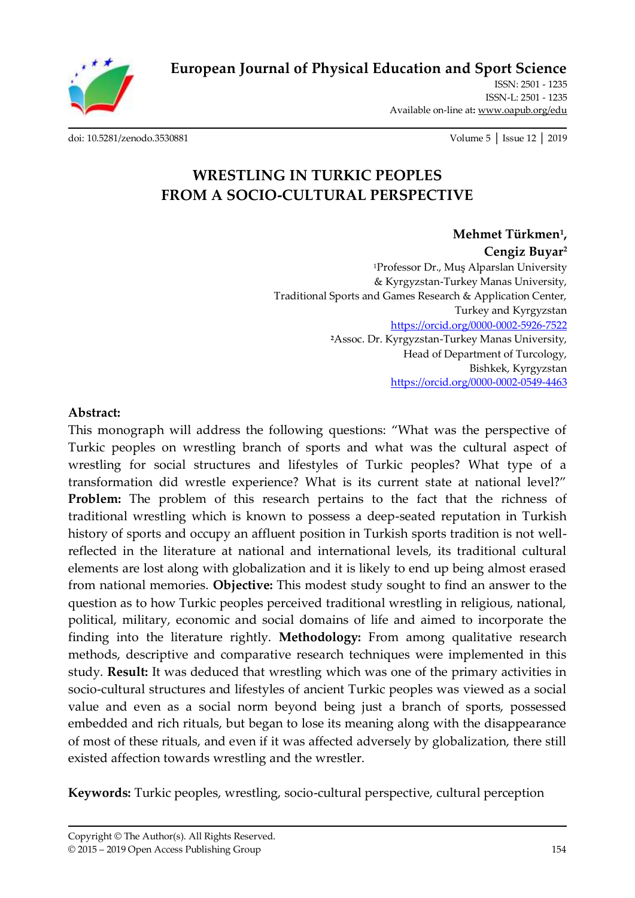European Journal of Physical Education and Sport Science

ISSN: 2501 - 1235
ISSN-L: 2501 - 1235
Available on-line at: www.oapub.org/edu

doi: 10.5281/zenodo.3530881

# WRESTLING IN TURKIC PEOPLES FROM A SOCIO-CULTURAL PERSPECTIVE

**Mehmet Türkmen[1], Cengiz Buyar[2]**

[1]Professor Dr., Muş Alparslan University & Kyrgyzstan-Turkey Manas University, Traditional Sports and Games Research & Application Center, Turkey and Kyrgyzstan
https://orcid.org/0000-0002-5926-7522

[2]Assoc. Dr. Kyrgyzstan-Turkey Manas University, Head of Department of Turcology, Bishkek, Kyrgyzstan
https://orcid.org/0000-0002-0549-4463

**Abstract:**

This monograph will address the following questions: "What was the perspective of Turkic peoples on wrestling branch of sports and what was the cultural aspect of wrestling for social structures and lifestyles of Turkic peoples? What type of a transformation did wrestle experience? What is its current state at national level?" **Problem:** The problem of this research pertains to the fact that the richness of traditional wrestling which is known to possess a deep-seated reputation in Turkish history of sports and occupy an affluent position in Turkish sports tradition is not well-reflected in the literature at national and international levels, its traditional cultural elements are lost along with globalization and it is likely to end up being almost erased from national memories. **Objective:** This modest study sought to find an answer to the question as to how Turkic peoples perceived traditional wrestling in religious, national, political, military, economic and social domains of life and aimed to incorporate the finding into the literature rightly. **Methodology:** From among qualitative research methods, descriptive and comparative research techniques were implemented in this study. **Result:** It was deduced that wrestling which was one of the primary activities in socio-cultural structures and lifestyles of ancient Turkic peoples was viewed as a social value and even as a social norm beyond being just a branch of sports, possessed embedded and rich rituals, but began to lose its meaning along with the disappearance of most of these rituals, and even if it was affected adversely by globalization, there still existed affection towards wrestling and the wrestler.

**Keywords:** Turkic peoples, wrestling, socio-cultural perspective, cultural perception

Copyright © The Author(s). All Rights Reserved.
© 2015 – 2019 Open Access Publishing Group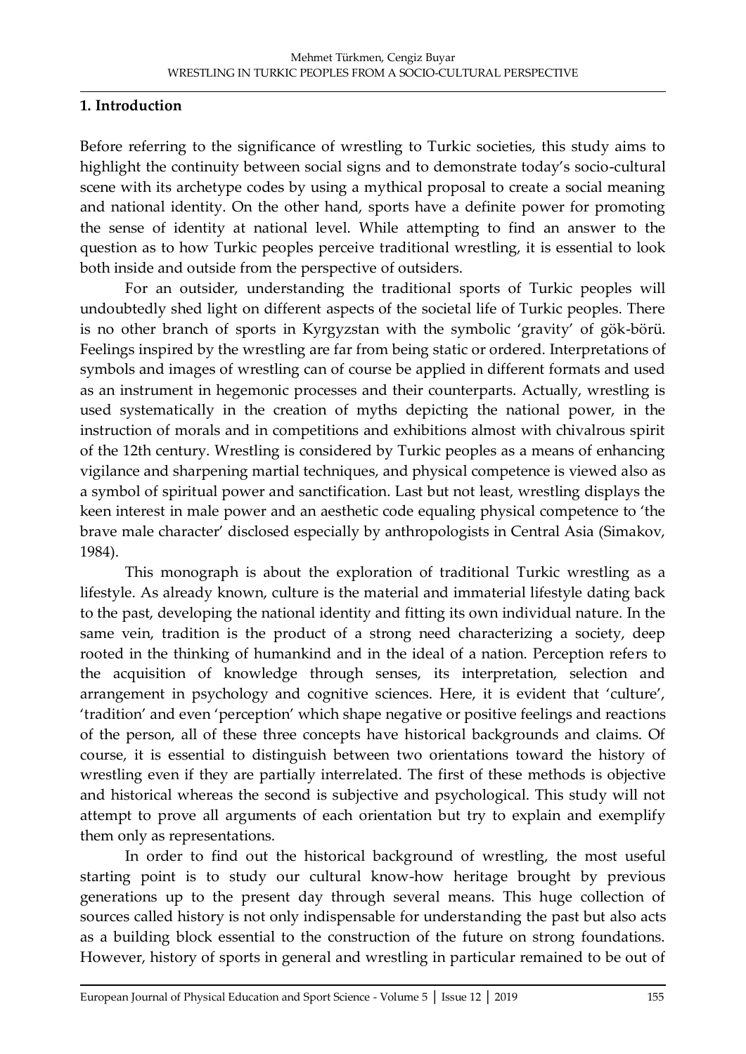## 1. Introduction

Before referring to the significance of wrestling to Turkic societies, this study aims to highlight the continuity between social signs and to demonstrate today's socio-cultural scene with its archetype codes by using a mythical proposal to create a social meaning and national identity. On the other hand, sports have a definite power for promoting the sense of identity at national level. While attempting to find an answer to the question as to how Turkic peoples perceive traditional wrestling, it is essential to look both inside and outside from the perspective of outsiders.

For an outsider, understanding the traditional sports of Turkic peoples will undoubtedly shed light on different aspects of the societal life of Turkic peoples. There is no other branch of sports in Kyrgyzstan with the symbolic 'gravity' of gök-börü. Feelings inspired by the wrestling are far from being static or ordered. Interpretations of symbols and images of wrestling can of course be applied in different formats and used as an instrument in hegemonic processes and their counterparts. Actually, wrestling is used systematically in the creation of myths depicting the national power, in the instruction of morals and in competitions and exhibitions almost with chivalrous spirit of the 12th century. Wrestling is considered by Turkic peoples as a means of enhancing vigilance and sharpening martial techniques, and physical competence is viewed also as a symbol of spiritual power and sanctification. Last but not least, wrestling displays the keen interest in male power and an aesthetic code equaling physical competence to 'the brave male character' disclosed especially by anthropologists in Central Asia (Simakov, 1984).

This monograph is about the exploration of traditional Turkic wrestling as a lifestyle. As already known, culture is the material and immaterial lifestyle dating back to the past, developing the national identity and fitting its own individual nature. In the same vein, tradition is the product of a strong need characterizing a society, deep rooted in the thinking of humankind and in the ideal of a nation. Perception refers to the acquisition of knowledge through senses, its interpretation, selection and arrangement in psychology and cognitive sciences. Here, it is evident that 'culture', 'tradition' and even 'perception' which shape negative or positive feelings and reactions of the person, all of these three concepts have historical backgrounds and claims. Of course, it is essential to distinguish between two orientations toward the history of wrestling even if they are partially interrelated. The first of these methods is objective and historical whereas the second is subjective and psychological. This study will not attempt to prove all arguments of each orientation but try to explain and exemplify them only as representations.

In order to find out the historical background of wrestling, the most useful starting point is to study our cultural know-how heritage brought by previous generations up to the present day through several means. This huge collection of sources called history is not only indispensable for understanding the past but also acts as a building block essential to the construction of the future on strong foundations. However, history of sports in general and wrestling in particular remained to be out of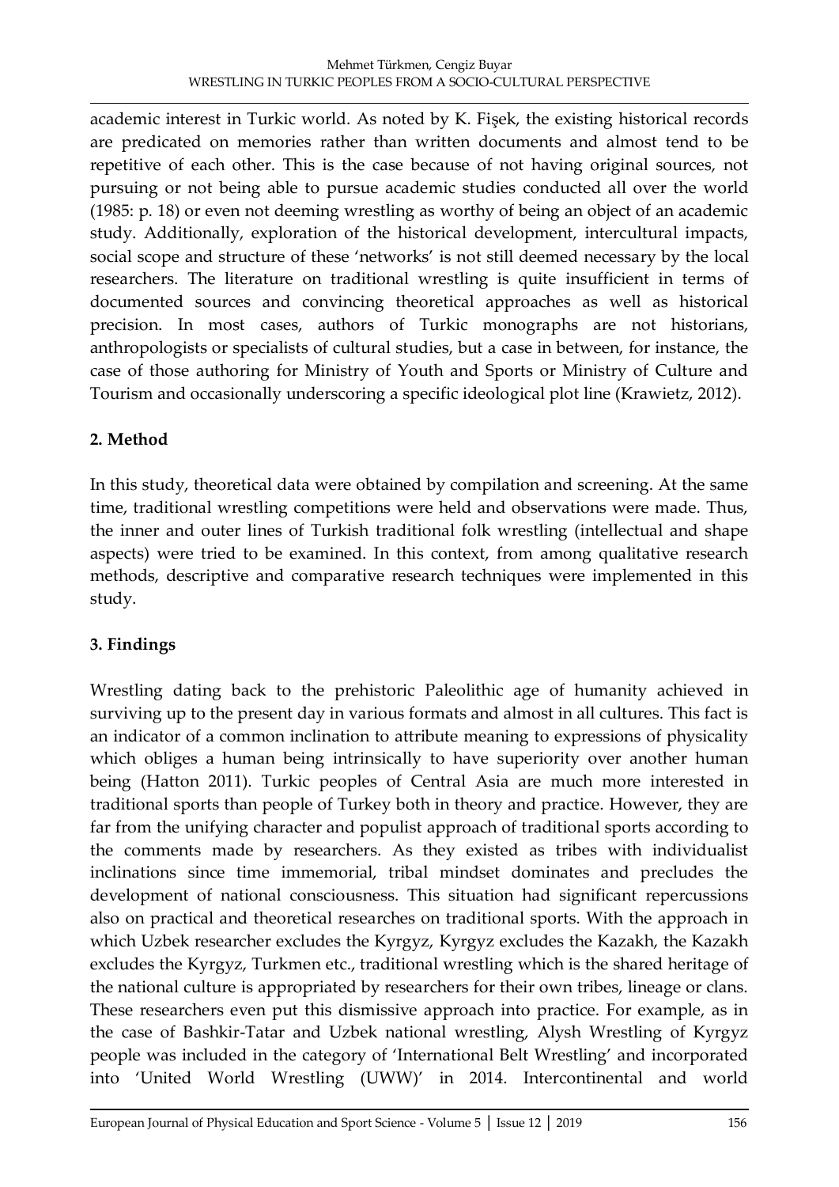academic interest in Turkic world. As noted by K. Fişek, the existing historical records are predicated on memories rather than written documents and almost tend to be repetitive of each other. This is the case because of not having original sources, not pursuing or not being able to pursue academic studies conducted all over the world (1985: p. 18) or even not deeming wrestling as worthy of being an object of an academic study. Additionally, exploration of the historical development, intercultural impacts, social scope and structure of these 'networks' is not still deemed necessary by the local researchers. The literature on traditional wrestling is quite insufficient in terms of documented sources and convincing theoretical approaches as well as historical precision. In most cases, authors of Turkic monographs are not historians, anthropologists or specialists of cultural studies, but a case in between, for instance, the case of those authoring for Ministry of Youth and Sports or Ministry of Culture and Tourism and occasionally underscoring a specific ideological plot line (Krawietz, 2012).

## 2. Method

In this study, theoretical data were obtained by compilation and screening. At the same time, traditional wrestling competitions were held and observations were made. Thus, the inner and outer lines of Turkish traditional folk wrestling (intellectual and shape aspects) were tried to be examined. In this context, from among qualitative research methods, descriptive and comparative research techniques were implemented in this study.

## 3. Findings

Wrestling dating back to the prehistoric Paleolithic age of humanity achieved in surviving up to the present day in various formats and almost in all cultures. This fact is an indicator of a common inclination to attribute meaning to expressions of physicality which obliges a human being intrinsically to have superiority over another human being (Hatton 2011). Turkic peoples of Central Asia are much more interested in traditional sports than people of Turkey both in theory and practice. However, they are far from the unifying character and populist approach of traditional sports according to the comments made by researchers. As they existed as tribes with individualist inclinations since time immemorial, tribal mindset dominates and precludes the development of national consciousness. This situation had significant repercussions also on practical and theoretical researches on traditional sports. With the approach in which Uzbek researcher excludes the Kyrgyz, Kyrgyz excludes the Kazakh, the Kazakh excludes the Kyrgyz, Turkmen etc., traditional wrestling which is the shared heritage of the national culture is appropriated by researchers for their own tribes, lineage or clans. These researchers even put this dismissive approach into practice. For example, as in the case of Bashkir-Tatar and Uzbek national wrestling, Alysh Wrestling of Kyrgyz people was included in the category of 'International Belt Wrestling' and incorporated into 'United World Wrestling (UWW)' in 2014. Intercontinental and world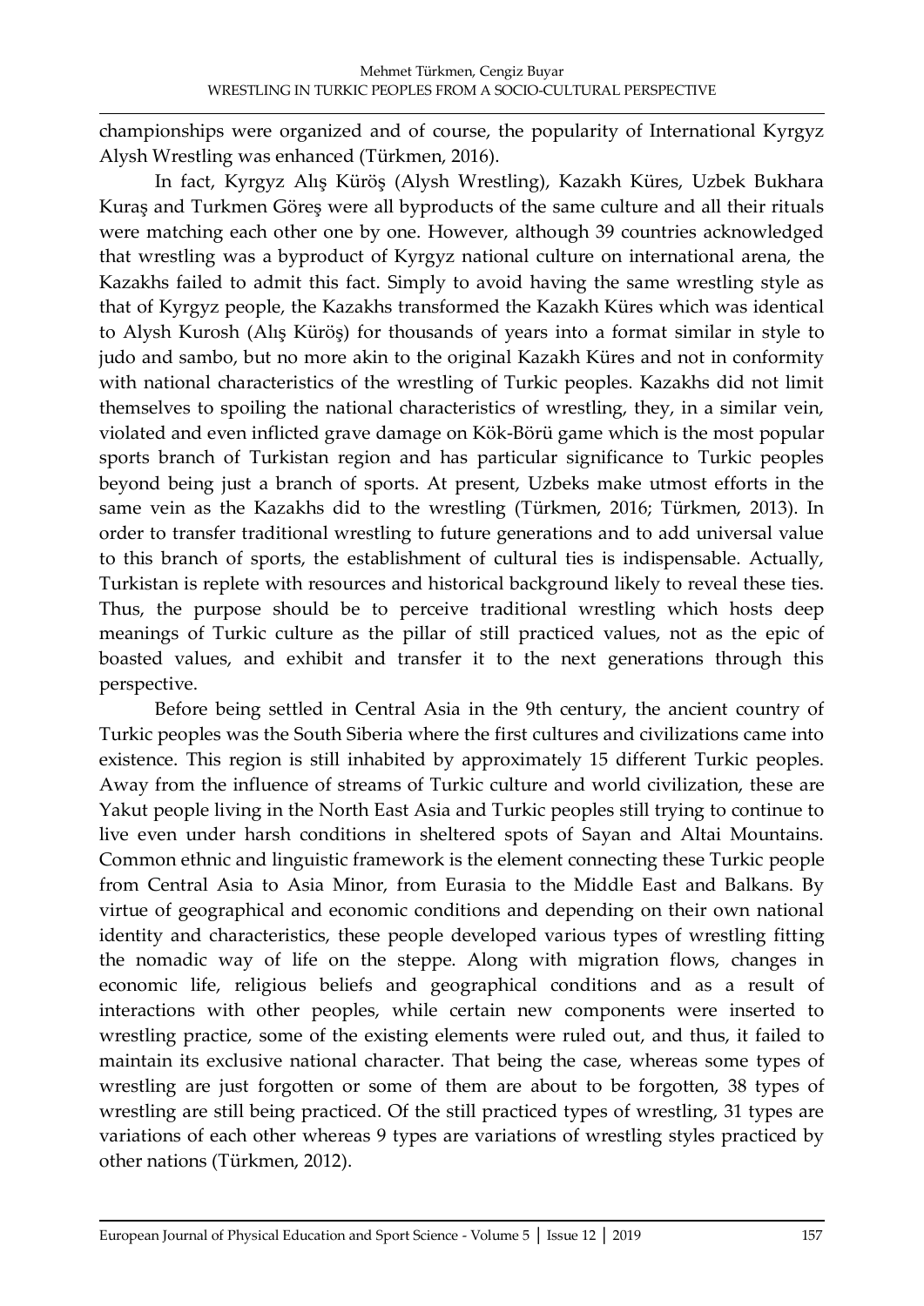championships were organized and of course, the popularity of International Kyrgyz Alysh Wrestling was enhanced (Türkmen, 2016).

In fact, Kyrgyz Alış Küröş (Alysh Wrestling), Kazakh Küres, Uzbek Bukhara Kuraş and Turkmen Göreş were all byproducts of the same culture and all their rituals were matching each other one by one. However, although 39 countries acknowledged that wrestling was a byproduct of Kyrgyz national culture on international arena, the Kazakhs failed to admit this fact. Simply to avoid having the same wrestling style as that of Kyrgyz people, the Kazakhs transformed the Kazakh Küres which was identical to Alysh Kurosh (Alış Küröş) for thousands of years into a format similar in style to judo and sambo, but no more akin to the original Kazakh Küres and not in conformity with national characteristics of the wrestling of Turkic peoples. Kazakhs did not limit themselves to spoiling the national characteristics of wrestling, they, in a similar vein, violated and even inflicted grave damage on Kök-Börü game which is the most popular sports branch of Turkistan region and has particular significance to Turkic peoples beyond being just a branch of sports. At present, Uzbeks make utmost efforts in the same vein as the Kazakhs did to the wrestling (Türkmen, 2016; Türkmen, 2013). In order to transfer traditional wrestling to future generations and to add universal value to this branch of sports, the establishment of cultural ties is indispensable. Actually, Turkistan is replete with resources and historical background likely to reveal these ties. Thus, the purpose should be to perceive traditional wrestling which hosts deep meanings of Turkic culture as the pillar of still practiced values, not as the epic of boasted values, and exhibit and transfer it to the next generations through this perspective.

Before being settled in Central Asia in the 9th century, the ancient country of Turkic peoples was the South Siberia where the first cultures and civilizations came into existence. This region is still inhabited by approximately 15 different Turkic peoples. Away from the influence of streams of Turkic culture and world civilization, these are Yakut people living in the North East Asia and Turkic peoples still trying to continue to live even under harsh conditions in sheltered spots of Sayan and Altai Mountains. Common ethnic and linguistic framework is the element connecting these Turkic people from Central Asia to Asia Minor, from Eurasia to the Middle East and Balkans. By virtue of geographical and economic conditions and depending on their own national identity and characteristics, these people developed various types of wrestling fitting the nomadic way of life on the steppe. Along with migration flows, changes in economic life, religious beliefs and geographical conditions and as a result of interactions with other peoples, while certain new components were inserted to wrestling practice, some of the existing elements were ruled out, and thus, it failed to maintain its exclusive national character. That being the case, whereas some types of wrestling are just forgotten or some of them are about to be forgotten, 38 types of wrestling are still being practiced. Of the still practiced types of wrestling, 31 types are variations of each other whereas 9 types are variations of wrestling styles practiced by other nations (Türkmen, 2012).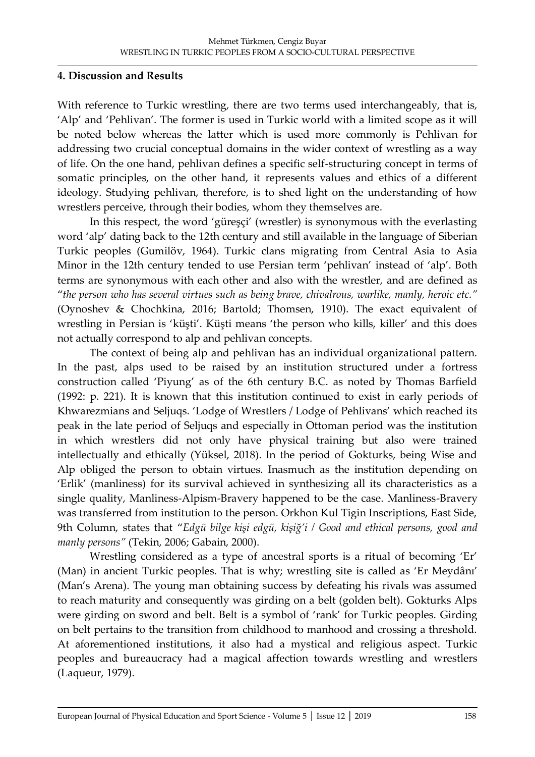### 4. Discussion and Results

With reference to Turkic wrestling, there are two terms used interchangeably, that is, 'Alp' and 'Pehlivan'. The former is used in Turkic world with a limited scope as it will be noted below whereas the latter which is used more commonly is Pehlivan for addressing two crucial conceptual domains in the wider context of wrestling as a way of life. On the one hand, pehlivan defines a specific self-structuring concept in terms of somatic principles, on the other hand, it represents values and ethics of a different ideology. Studying pehlivan, therefore, is to shed light on the understanding of how wrestlers perceive, through their bodies, whom they themselves are.

In this respect, the word 'güreşçi' (wrestler) is synonymous with the everlasting word 'alp' dating back to the 12th century and still available in the language of Siberian Turkic peoples (Gumilöv, 1964). Turkic clans migrating from Central Asia to Asia Minor in the 12th century tended to use Persian term 'pehlivan' instead of 'alp'. Both terms are synonymous with each other and also with the wrestler, and are defined as "*the person who has several virtues such as being brave, chivalrous, warlike, manly, heroic etc.*" (Oynoshev & Chochkina, 2016; Bartold; Thomsen, 1910). The exact equivalent of wrestling in Persian is 'küşti'. Küşti means 'the person who kills, killer' and this does not actually correspond to alp and pehlivan concepts.

The context of being alp and pehlivan has an individual organizational pattern. In the past, alps used to be raised by an institution structured under a fortress construction called 'Piyung' as of the 6th century B.C. as noted by Thomas Barfield (1992: p. 221). It is known that this institution continued to exist in early periods of Khwarezmians and Seljuqs. 'Lodge of Wrestlers / Lodge of Pehlivans' which reached its peak in the late period of Seljuqs and especially in Ottoman period was the institution in which wrestlers did not only have physical training but also were trained intellectually and ethically (Yüksel, 2018). In the period of Gokturks, being Wise and Alp obliged the person to obtain virtues. Inasmuch as the institution depending on 'Erlik' (manliness) for its survival achieved in synthesizing all its characteristics as a single quality, Manliness-Alpism-Bravery happened to be the case. Manliness-Bravery was transferred from institution to the person. Orkhon Kul Tigin Inscriptions, East Side, 9th Column, states that "*Edgü bilge kişi edgü, kişiğ'i / Good and ethical persons, good and manly persons*" (Tekin, 2006; Gabain, 2000).

Wrestling considered as a type of ancestral sports is a ritual of becoming 'Er' (Man) in ancient Turkic peoples. That is why; wrestling site is called as 'Er Meydânı' (Man's Arena). The young man obtaining success by defeating his rivals was assumed to reach maturity and consequently was girding on a belt (golden belt). Gokturks Alps were girding on sword and belt. Belt is a symbol of 'rank' for Turkic peoples. Girding on belt pertains to the transition from childhood to manhood and crossing a threshold. At aforementioned institutions, it also had a mystical and religious aspect. Turkic peoples and bureaucracy had a magical affection towards wrestling and wrestlers (Laqueur, 1979).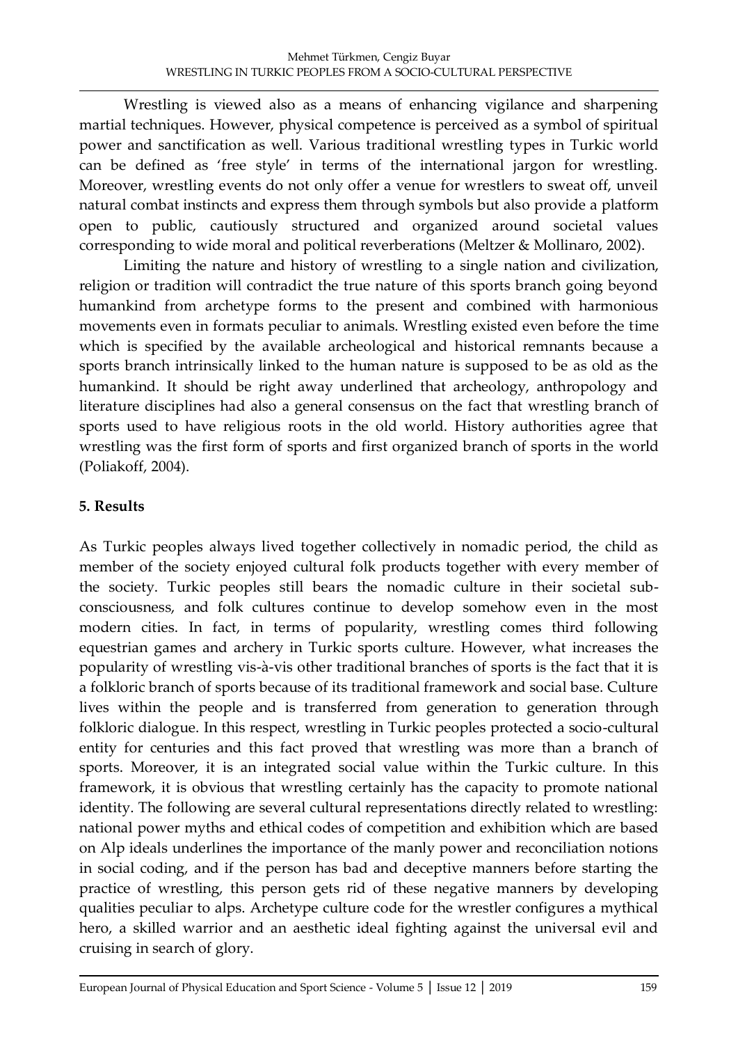Wrestling is viewed also as a means of enhancing vigilance and sharpening martial techniques. However, physical competence is perceived as a symbol of spiritual power and sanctification as well. Various traditional wrestling types in Turkic world can be defined as 'free style' in terms of the international jargon for wrestling. Moreover, wrestling events do not only offer a venue for wrestlers to sweat off, unveil natural combat instincts and express them through symbols but also provide a platform open to public, cautiously structured and organized around societal values corresponding to wide moral and political reverberations (Meltzer & Mollinaro, 2002).

Limiting the nature and history of wrestling to a single nation and civilization, religion or tradition will contradict the true nature of this sports branch going beyond humankind from archetype forms to the present and combined with harmonious movements even in formats peculiar to animals. Wrestling existed even before the time which is specified by the available archeological and historical remnants because a sports branch intrinsically linked to the human nature is supposed to be as old as the humankind. It should be right away underlined that archeology, anthropology and literature disciplines had also a general consensus on the fact that wrestling branch of sports used to have religious roots in the old world. History authorities agree that wrestling was the first form of sports and first organized branch of sports in the world (Poliakoff, 2004).

## 5. Results

As Turkic peoples always lived together collectively in nomadic period, the child as member of the society enjoyed cultural folk products together with every member of the society. Turkic peoples still bears the nomadic culture in their societal sub-consciousness, and folk cultures continue to develop somehow even in the most modern cities. In fact, in terms of popularity, wrestling comes third following equestrian games and archery in Turkic sports culture. However, what increases the popularity of wrestling vis-à-vis other traditional branches of sports is the fact that it is a folkloric branch of sports because of its traditional framework and social base. Culture lives within the people and is transferred from generation to generation through folkloric dialogue. In this respect, wrestling in Turkic peoples protected a socio-cultural entity for centuries and this fact proved that wrestling was more than a branch of sports. Moreover, it is an integrated social value within the Turkic culture. In this framework, it is obvious that wrestling certainly has the capacity to promote national identity. The following are several cultural representations directly related to wrestling: national power myths and ethical codes of competition and exhibition which are based on Alp ideals underlines the importance of the manly power and reconciliation notions in social coding, and if the person has bad and deceptive manners before starting the practice of wrestling, this person gets rid of these negative manners by developing qualities peculiar to alps. Archetype culture code for the wrestler configures a mythical hero, a skilled warrior and an aesthetic ideal fighting against the universal evil and cruising in search of glory.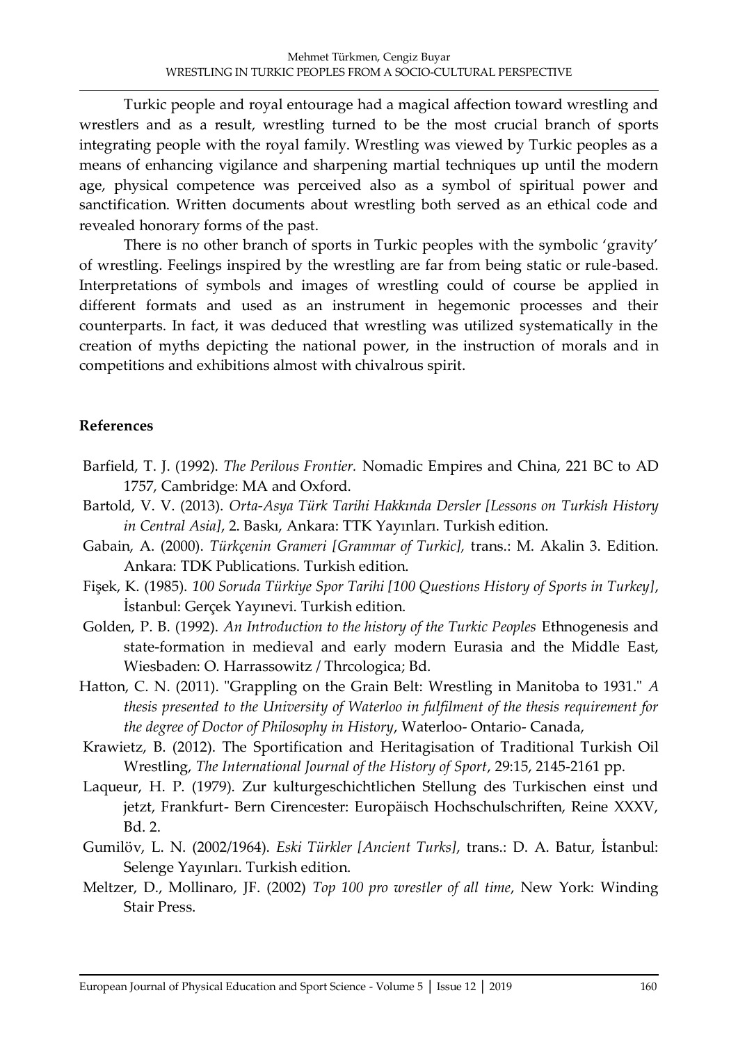Turkic people and royal entourage had a magical affection toward wrestling and wrestlers and as a result, wrestling turned to be the most crucial branch of sports integrating people with the royal family. Wrestling was viewed by Turkic peoples as a means of enhancing vigilance and sharpening martial techniques up until the modern age, physical competence was perceived also as a symbol of spiritual power and sanctification. Written documents about wrestling both served as an ethical code and revealed honorary forms of the past.

There is no other branch of sports in Turkic peoples with the symbolic 'gravity' of wrestling. Feelings inspired by the wrestling are far from being static or rule-based. Interpretations of symbols and images of wrestling could of course be applied in different formats and used as an instrument in hegemonic processes and their counterparts. In fact, it was deduced that wrestling was utilized systematically in the creation of myths depicting the national power, in the instruction of morals and in competitions and exhibitions almost with chivalrous spirit.

## References

Barfield, T. J. (1992). *The Perilous Frontier.* Nomadic Empires and China, 221 BC to AD 1757, Cambridge: MA and Oxford.

Bartold, V. V. (2013). *Orta-Asya Türk Tarihi Hakkında Dersler [Lessons on Turkish History in Central Asia]*, 2. Baskı, Ankara: TTK Yayınları. Turkish edition.

Gabain, A. (2000). *Türkçenin Grameri [Grammar of Turkic],* trans.: M. Akalin 3. Edition. Ankara: TDK Publications. Turkish edition.

Fişek, K. (1985). *100 Soruda Türkiye Spor Tarihi [100 Questions History of Sports in Turkey]*, İstanbul: Gerçek Yayınevi. Turkish edition.

Golden, P. B. (1992). *An Introduction to the history of the Turkic Peoples* Ethnogenesis and state-formation in medieval and early modern Eurasia and the Middle East, Wiesbaden: O. Harrassowitz / Thrcologica; Bd.

Hatton, C. N. (2011). "Grappling on the Grain Belt: Wrestling in Manitoba to 1931." *A thesis presented to the University of Waterloo in fulfilment of the thesis requirement for the degree of Doctor of Philosophy in History*, Waterloo- Ontario- Canada,

Krawietz, B. (2012). The Sportification and Heritagisation of Traditional Turkish Oil Wrestling, *The International Journal of the History of Sport*, 29:15, 2145-2161 pp.

Laqueur, H. P. (1979). Zur kulturgeschichtlichen Stellung des Turkischen einst und jetzt, Frankfurt- Bern Cirencester: Europäisch Hochschulschriften, Reine XXXV, Bd. 2.

Gumilöv, L. N. (2002/1964). *Eski Türkler [Ancient Turks]*, trans.: D. A. Batur, İstanbul: Selenge Yayınları. Turkish edition.

Meltzer, D., Mollinaro, JF. (2002) *Top 100 pro wrestler of all time*, New York: Winding Stair Press.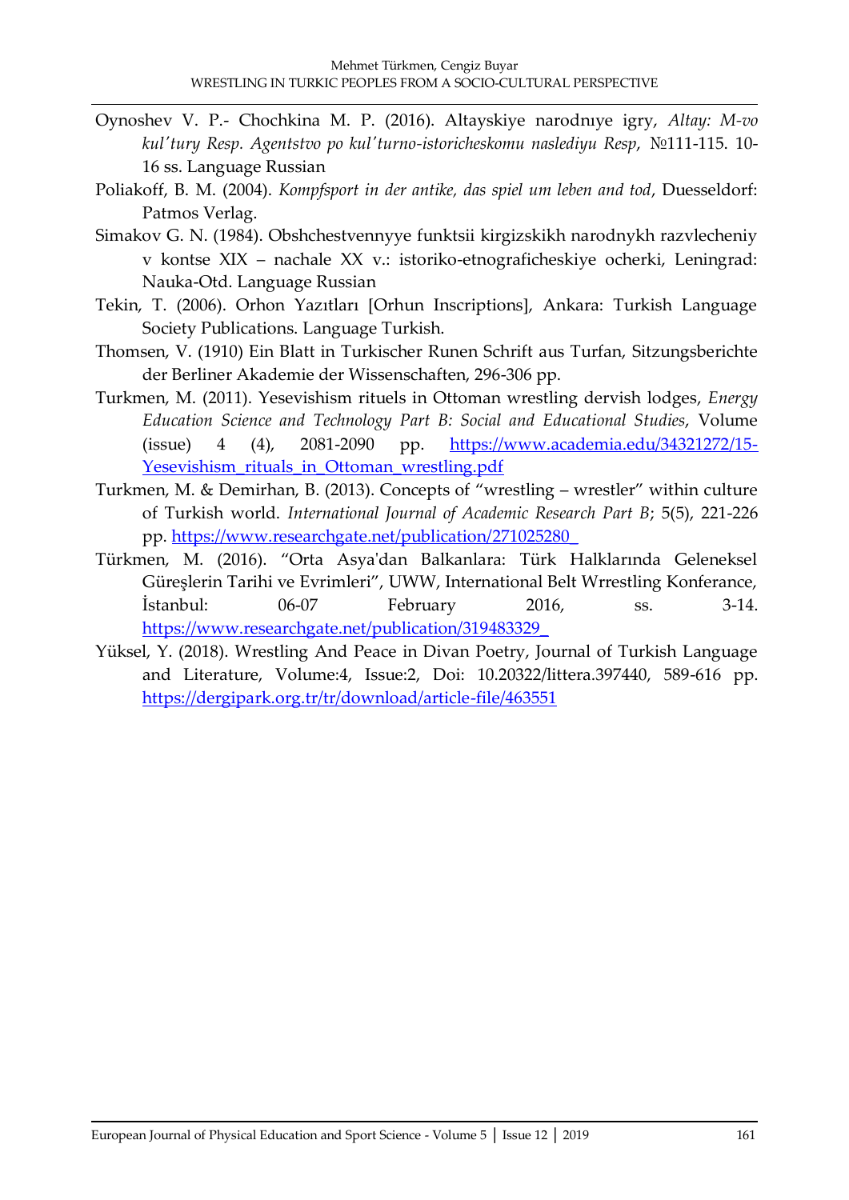Oynoshev V. P.- Chochkina M. P. (2016). Altayskiye narodnıye igry, *Altay: M-vo kul'tury Resp. Agentstvo po kul'turno-istoricheskomu naslediyu Resp*, №111-115. 10-16 ss. Language Russian

Poliakoff, B. M. (2004). *Kompfsport in der antike, das spiel um leben and tod*, Duesseldorf: Patmos Verlag.

Simakov G. N. (1984). Obshchestvennyye funktsii kirgizskikh narodnykh razvlecheniy v kontse XIX – nachale XX v.: istoriko-etnograficheskiye ocherki, Leningrad: Nauka-Otd. Language Russian

Tekin, T. (2006). Orhon Yazıtları [Orhun Inscriptions], Ankara: Turkish Language Society Publications. Language Turkish.

Thomsen, V. (1910) Ein Blatt in Turkischer Runen Schrift aus Turfan, Sitzungsberichte der Berliner Akademie der Wissenschaften, 296-306 pp.

Turkmen, M. (2011). Yesevishism rituels in Ottoman wrestling dervish lodges, *Energy Education Science and Technology Part B: Social and Educational Studies*, Volume (issue) 4 (4), 2081-2090 pp. https://www.academia.edu/34321272/15-Yesevishism_rituals_in_Ottoman_wrestling.pdf

Turkmen, M. & Demirhan, B. (2013). Concepts of "wrestling – wrestler" within culture of Turkish world. *International Journal of Academic Research Part B*; 5(5), 221-226 pp. https://www.researchgate.net/publication/271025280_

Türkmen, M. (2016). "Orta Asya'dan Balkanlara: Türk Halklarında Geleneksel Güreşlerin Tarihi ve Evrimleri", UWW, International Belt Wrrestling Konferance, İstanbul: 06-07 February 2016, ss. 3-14. https://www.researchgate.net/publication/319483329_

Yüksel, Y. (2018). Wrestling And Peace in Divan Poetry, Journal of Turkish Language and Literature, Volume:4, Issue:2, Doi: 10.20322/littera.397440, 589-616 pp. https://dergipark.org.tr/tr/download/article-file/463551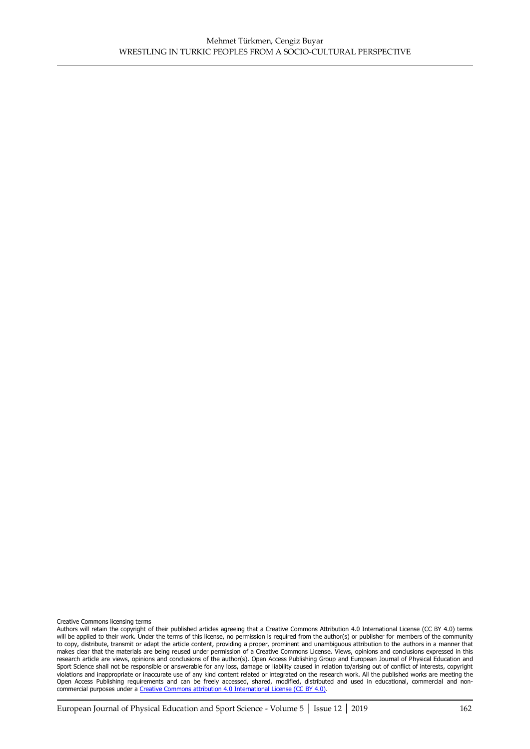Creative Commons licensing terms

Authors will retain the copyright of their published articles agreeing that a Creative Commons Attribution 4.0 International License (CC BY 4.0) terms will be applied to their work. Under the terms of this license, no permission is required from the author(s) or publisher for members of the community to copy, distribute, transmit or adapt the article content, providing a proper, prominent and unambiguous attribution to the authors in a manner that makes clear that the materials are being reused under permission of a Creative Commons License. Views, opinions and conclusions expressed in this research article are views, opinions and conclusions of the author(s). Open Access Publishing Group and European Journal of Physical Education and Sport Science shall not be responsible or answerable for any loss, damage or liability caused in relation to/arising out of conflict of interests, copyright violations and inappropriate or inaccurate use of any kind content related or integrated on the research work. All the published works are meeting the Open Access Publishing requirements and can be freely accessed, shared, modified, distributed and used in educational, commercial and non-commercial purposes under a Creative Commons attribution 4.0 International License (CC BY 4.0).